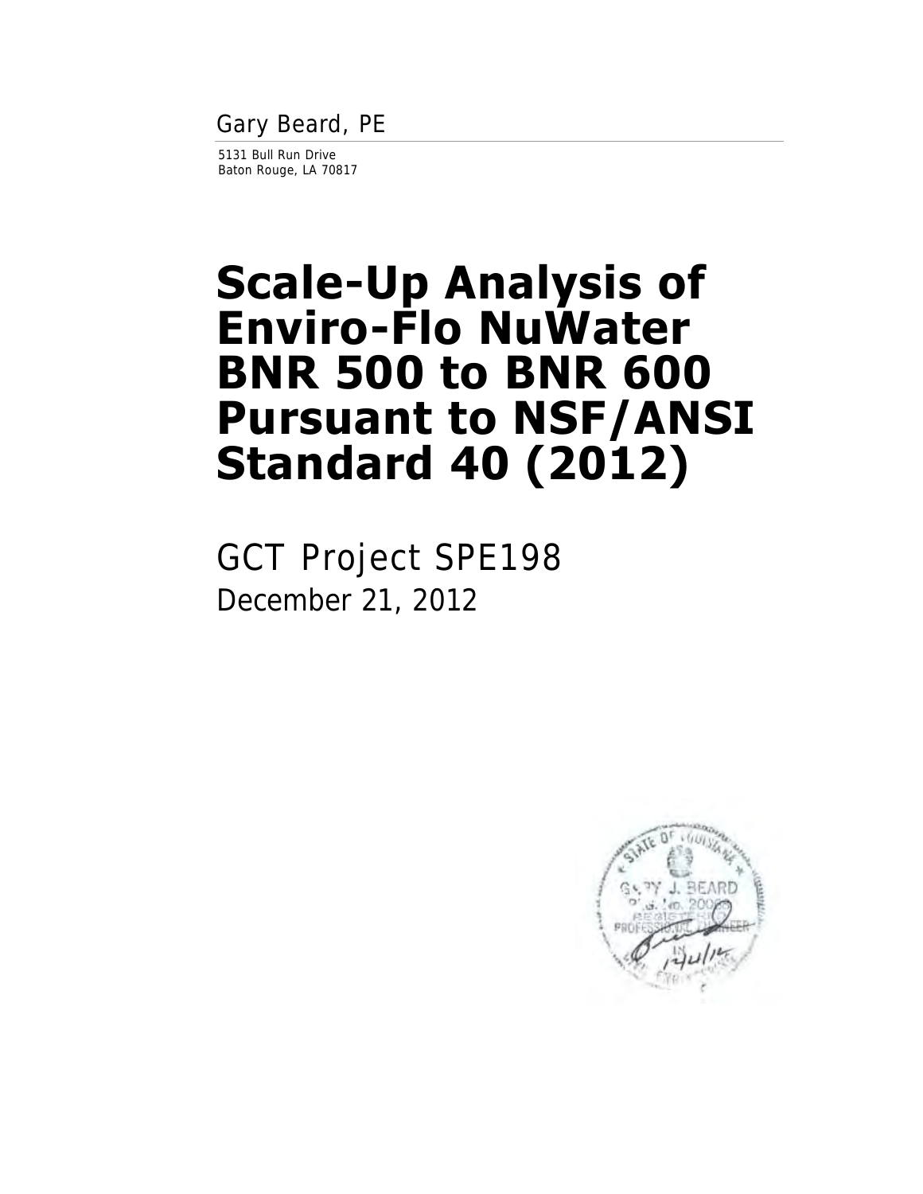Gary Beard, PE

5131 Bull Run Drive
Baton Rouge, LA 70817

# Scale-Up Analysis of Enviro-Flo NuWater BNR 500 to BNR 600 Pursuant to NSF/ANSI Standard 40 (2012)

GCT Project SPE198

December 21, 2012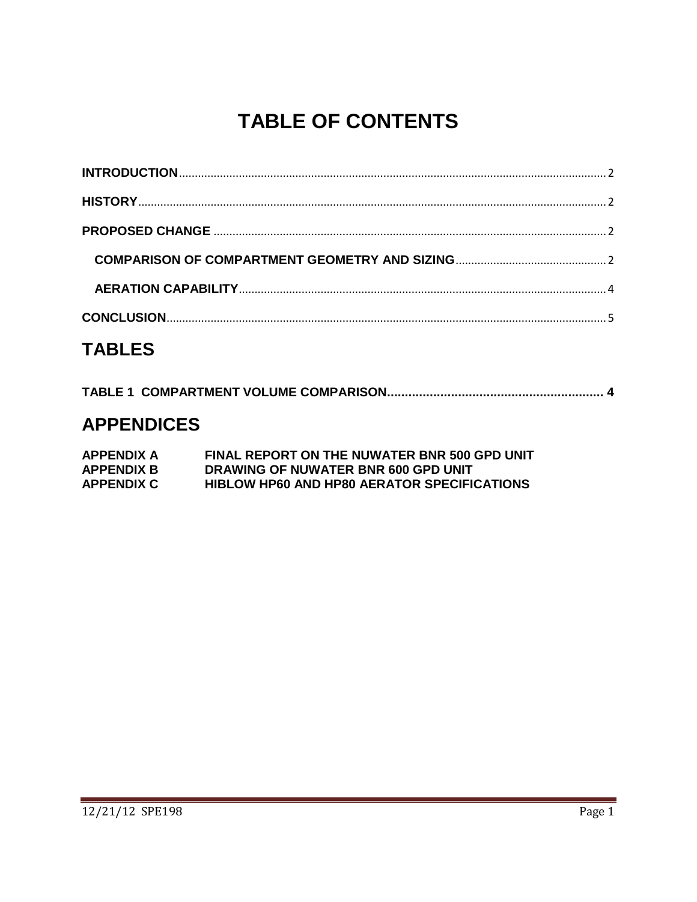# TABLE OF CONTENTS

**INTRODUCTION** ............................................................ 2

**HISTORY** ............................................................ 2

**PROPOSED CHANGE** ............................................................ 2

- **COMPARISON OF COMPARTMENT GEOMETRY AND SIZING** ............................................................ 2
- **AERATION CAPABILITY** ............................................................ 4

**CONCLUSION** ............................................................ 5

## TABLES

**TABLE 1 COMPARTMENT VOLUME COMPARISON** ............................................................ 4

## APPENDICES

| | |
|---|---|
| **APPENDIX A** | **FINAL REPORT ON THE NUWATER BNR 500 GPD UNIT** |
| **APPENDIX B** | **DRAWING OF NUWATER BNR 600 GPD UNIT** |
| **APPENDIX C** | **HIBLOW HP60 AND HP80 AERATOR SPECIFICATIONS** |

12/21/12 SPE198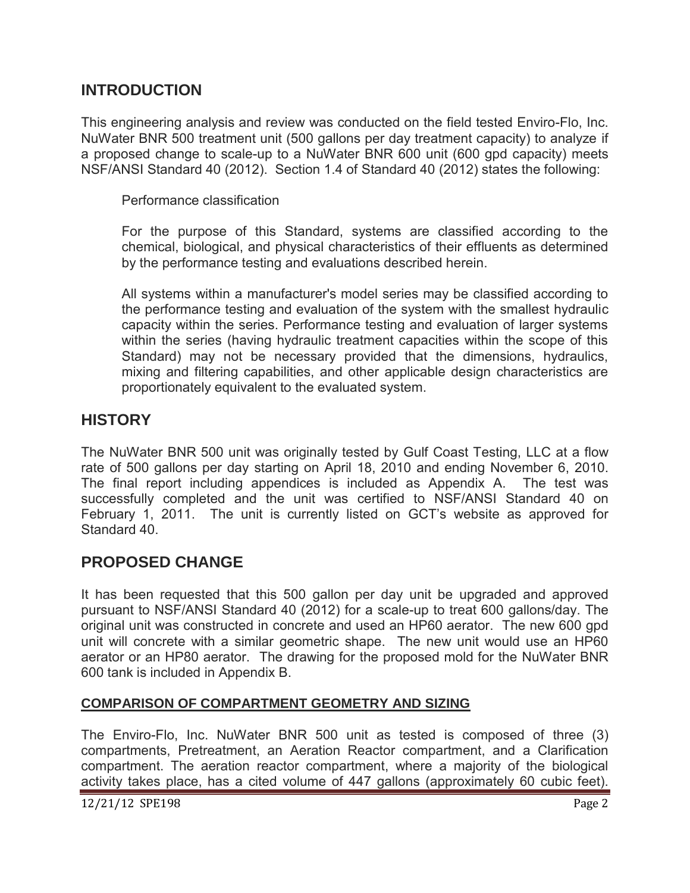## INTRODUCTION

This engineering analysis and review was conducted on the field tested Enviro-Flo, Inc. NuWater BNR 500 treatment unit (500 gallons per day treatment capacity) to analyze if a proposed change to scale-up to a NuWater BNR 600 unit (600 gpd capacity) meets NSF/ANSI Standard 40 (2012). Section 1.4 of Standard 40 (2012) states the following:

> Performance classification
>
> For the purpose of this Standard, systems are classified according to the chemical, biological, and physical characteristics of their effluents as determined by the performance testing and evaluations described herein.
>
> All systems within a manufacturer's model series may be classified according to the performance testing and evaluation of the system with the smallest hydraulic capacity within the series. Performance testing and evaluation of larger systems within the series (having hydraulic treatment capacities within the scope of this Standard) may not be necessary provided that the dimensions, hydraulics, mixing and filtering capabilities, and other applicable design characteristics are proportionately equivalent to the evaluated system.

## HISTORY

The NuWater BNR 500 unit was originally tested by Gulf Coast Testing, LLC at a flow rate of 500 gallons per day starting on April 18, 2010 and ending November 6, 2010. The final report including appendices is included as Appendix A. The test was successfully completed and the unit was certified to NSF/ANSI Standard 40 on February 1, 2011. The unit is currently listed on GCT's website as approved for Standard 40.

## PROPOSED CHANGE

It has been requested that this 500 gallon per day unit be upgraded and approved pursuant to NSF/ANSI Standard 40 (2012) for a scale-up to treat 600 gallons/day. The original unit was constructed in concrete and used an HP60 aerator. The new 600 gpd unit will concrete with a similar geometric shape. The new unit would use an HP60 aerator or an HP80 aerator. The drawing for the proposed mold for the NuWater BNR 600 tank is included in Appendix B.

### COMPARISON OF COMPARTMENT GEOMETRY AND SIZING

The Enviro-Flo, Inc. NuWater BNR 500 unit as tested is composed of three (3) compartments, Pretreatment, an Aeration Reactor compartment, and a Clarification compartment. The aeration reactor compartment, where a majority of the biological activity takes place, has a cited volume of 447 gallons (approximately 60 cubic feet).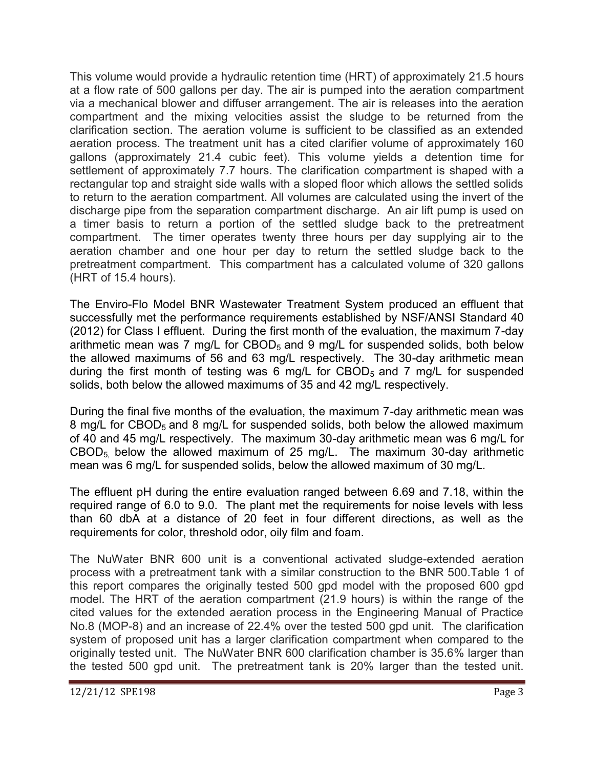This volume would provide a hydraulic retention time (HRT) of approximately 21.5 hours at a flow rate of 500 gallons per day. The air is pumped into the aeration compartment via a mechanical blower and diffuser arrangement. The air is releases into the aeration compartment and the mixing velocities assist the sludge to be returned from the clarification section. The aeration volume is sufficient to be classified as an extended aeration process. The treatment unit has a cited clarifier volume of approximately 160 gallons (approximately 21.4 cubic feet). This volume yields a detention time for settlement of approximately 7.7 hours. The clarification compartment is shaped with a rectangular top and straight side walls with a sloped floor which allows the settled solids to return to the aeration compartment. All volumes are calculated using the invert of the discharge pipe from the separation compartment discharge. An air lift pump is used on a timer basis to return a portion of the settled sludge back to the pretreatment compartment. The timer operates twenty three hours per day supplying air to the aeration chamber and one hour per day to return the settled sludge back to the pretreatment compartment. This compartment has a calculated volume of 320 gallons (HRT of 15.4 hours).

The Enviro-Flo Model BNR Wastewater Treatment System produced an effluent that successfully met the performance requirements established by NSF/ANSI Standard 40 (2012) for Class I effluent. During the first month of the evaluation, the maximum 7-day arithmetic mean was 7 mg/L for $CBOD_5$ and 9 mg/L for suspended solids, both below the allowed maximums of 56 and 63 mg/L respectively. The 30-day arithmetic mean during the first month of testing was 6 mg/L for $CBOD_5$ and 7 mg/L for suspended solids, both below the allowed maximums of 35 and 42 mg/L respectively.

During the final five months of the evaluation, the maximum 7-day arithmetic mean was 8 mg/L for $CBOD_5$ and 8 mg/L for suspended solids, both below the allowed maximum of 40 and 45 mg/L respectively. The maximum 30-day arithmetic mean was 6 mg/L for $CBOD_5$, below the allowed maximum of 25 mg/L. The maximum 30-day arithmetic mean was 6 mg/L for suspended solids, below the allowed maximum of 30 mg/L.

The effluent pH during the entire evaluation ranged between 6.69 and 7.18, within the required range of 6.0 to 9.0. The plant met the requirements for noise levels with less than 60 dbA at a distance of 20 feet in four different directions, as well as the requirements for color, threshold odor, oily film and foam.

The NuWater BNR 600 unit is a conventional activated sludge-extended aeration process with a pretreatment tank with a similar construction to the BNR 500.Table 1 of this report compares the originally tested 500 gpd model with the proposed 600 gpd model. The HRT of the aeration compartment (21.9 hours) is within the range of the cited values for the extended aeration process in the Engineering Manual of Practice No.8 (MOP-8) and an increase of 22.4% over the tested 500 gpd unit. The clarification system of proposed unit has a larger clarification compartment when compared to the originally tested unit. The NuWater BNR 600 clarification chamber is 35.6% larger than the tested 500 gpd unit. The pretreatment tank is 20% larger than the tested unit.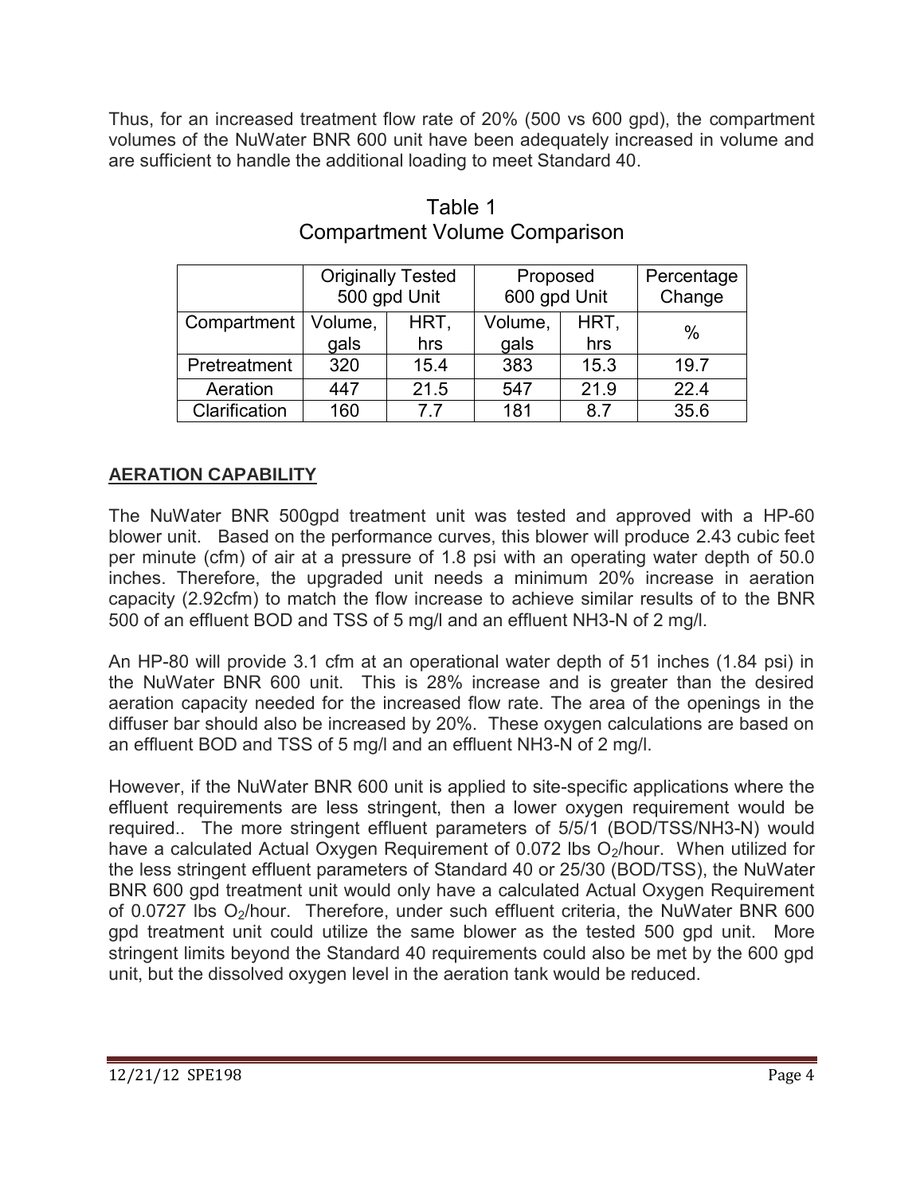Thus, for an increased treatment flow rate of 20% (500 vs 600 gpd), the compartment volumes of the NuWater BNR 600 unit have been adequately increased in volume and are sufficient to handle the additional loading to meet Standard 40.

Table 1
Compartment Volume Comparison

| | Originally Tested 500 gpd Unit | | Proposed 600 gpd Unit | | Percentage Change |
|---|---|---|---|---|---|
| Compartment | Volume, gals | HRT, hrs | Volume, gals | HRT, hrs | % |
| Pretreatment | 320 | 15.4 | 383 | 15.3 | 19.7 |
| Aeration | 447 | 21.5 | 547 | 21.9 | 22.4 |
| Clarification | 160 | 7.7 | 181 | 8.7 | 35.6 |

## AERATION CAPABILITY

The NuWater BNR 500gpd treatment unit was tested and approved with a HP-60 blower unit. Based on the performance curves, this blower will produce 2.43 cubic feet per minute (cfm) of air at a pressure of 1.8 psi with an operating water depth of 50.0 inches. Therefore, the upgraded unit needs a minimum 20% increase in aeration capacity (2.92cfm) to match the flow increase to achieve similar results of to the BNR 500 of an effluent BOD and TSS of 5 mg/l and an effluent NH3-N of 2 mg/l.

An HP-80 will provide 3.1 cfm at an operational water depth of 51 inches (1.84 psi) in the NuWater BNR 600 unit. This is 28% increase and is greater than the desired aeration capacity needed for the increased flow rate. The area of the openings in the diffuser bar should also be increased by 20%. These oxygen calculations are based on an effluent BOD and TSS of 5 mg/l and an effluent NH3-N of 2 mg/l.

However, if the NuWater BNR 600 unit is applied to site-specific applications where the effluent requirements are less stringent, then a lower oxygen requirement would be required.. The more stringent effluent parameters of 5/5/1 (BOD/TSS/NH3-N) would have a calculated Actual Oxygen Requirement of 0.072 lbs $O_2$/hour. When utilized for the less stringent effluent parameters of Standard 40 or 25/30 (BOD/TSS), the NuWater BNR 600 gpd treatment unit would only have a calculated Actual Oxygen Requirement of 0.0727 lbs $O_2$/hour. Therefore, under such effluent criteria, the NuWater BNR 600 gpd treatment unit could utilize the same blower as the tested 500 gpd unit. More stringent limits beyond the Standard 40 requirements could also be met by the 600 gpd unit, but the dissolved oxygen level in the aeration tank would be reduced.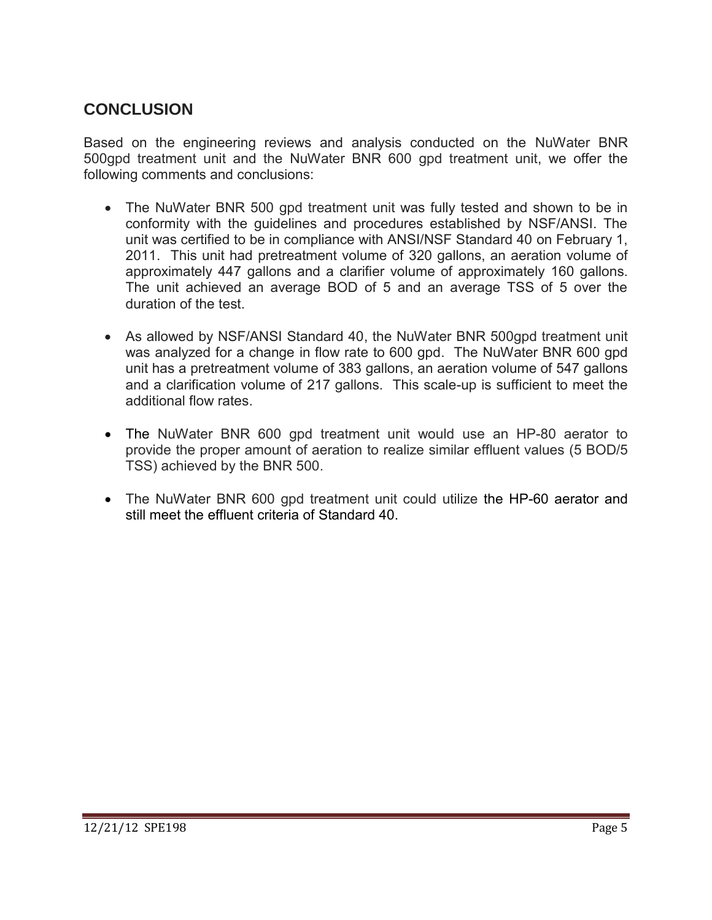## CONCLUSION

Based on the engineering reviews and analysis conducted on the NuWater BNR 500gpd treatment unit and the NuWater BNR 600 gpd treatment unit, we offer the following comments and conclusions:

- The NuWater BNR 500 gpd treatment unit was fully tested and shown to be in conformity with the guidelines and procedures established by NSF/ANSI. The unit was certified to be in compliance with ANSI/NSF Standard 40 on February 1, 2011. This unit had pretreatment volume of 320 gallons, an aeration volume of approximately 447 gallons and a clarifier volume of approximately 160 gallons. The unit achieved an average BOD of 5 and an average TSS of 5 over the duration of the test.

- As allowed by NSF/ANSI Standard 40, the NuWater BNR 500gpd treatment unit was analyzed for a change in flow rate to 600 gpd. The NuWater BNR 600 gpd unit has a pretreatment volume of 383 gallons, an aeration volume of 547 gallons and a clarification volume of 217 gallons. This scale-up is sufficient to meet the additional flow rates.

- The NuWater BNR 600 gpd treatment unit would use an HP-80 aerator to provide the proper amount of aeration to realize similar effluent values (5 BOD/5 TSS) achieved by the BNR 500.

- The NuWater BNR 600 gpd treatment unit could utilize the HP-60 aerator and still meet the effluent criteria of Standard 40.